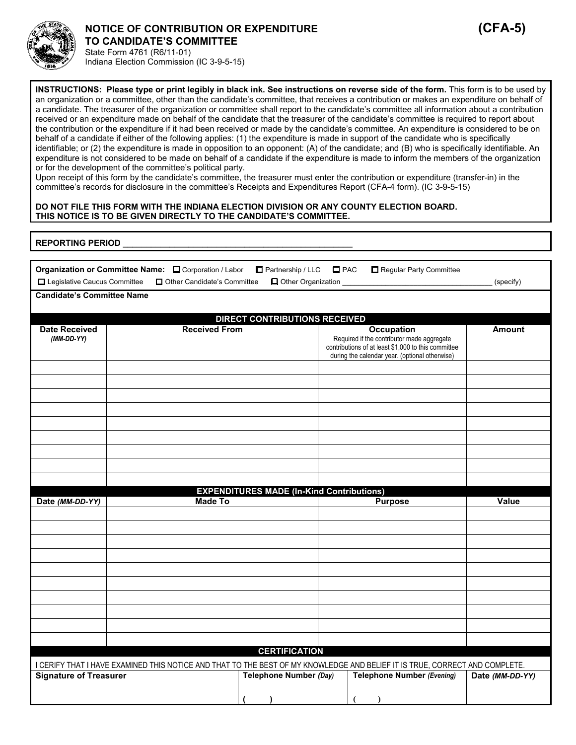# NOTICE OF CONTRIBUTION OR EXPENDITURE TO CANDIDATE'S COMMITTEE

**(CFA-5)**

State Form 4761 (R6/11-01)
Indiana Election Commission (IC 3-9-5-15)

**INSTRUCTIONS: Please type or print legibly in black ink. See instructions on reverse side of the form.** This form is to be used by an organization or a committee, other than the candidate's committee, that receives a contribution or makes an expenditure on behalf of a candidate. The treasurer of the organization or committee shall report to the candidate's committee all information about a contribution received or an expenditure made on behalf of the candidate that the treasurer of the candidate's committee is required to report about the contribution or the expenditure if it had been received or made by the candidate's committee. An expenditure is considered to be on behalf of a candidate if either of the following applies: (1) the expenditure is made in support of the candidate who is specifically identifiable; or (2) the expenditure is made in opposition to an opponent: (A) of the candidate; and (B) who is specifically identifiable. An expenditure is not considered to be made on behalf of a candidate if the expenditure is made to inform the members of the organization or for the development of the committee's political party.
Upon receipt of this form by the candidate's committee, the treasurer must enter the contribution or expenditure (transfer-in) in the committee's records for disclosure in the committee's Receipts and Expenditures Report (CFA-4 form). (IC 3-9-5-15)

**DO NOT FILE THIS FORM WITH THE INDIANA ELECTION DIVISION OR ANY COUNTY ELECTION BOARD.**
**THIS NOTICE IS TO BE GIVEN DIRECTLY TO THE CANDIDATE'S COMMITTEE.**

**REPORTING PERIOD** ____________________________________________

**Organization or Committee Name:** ☐ Corporation / Labor ☐ Partnership / LLC ☐ PAC ☐ Regular Party Committee ☐ Legislative Caucus Committee ☐ Other Candidate's Committee ☐ Other Organization ____________________________ (specify)

**Candidate's Committee Name**

## DIRECT CONTRIBUTIONS RECEIVED

| Date Received *(MM-DD-YY)* | Received From | Occupation<br>Required if the contributor made aggregate contributions of at least $1,000 to this committee during the calendar year. (optional otherwise) | Amount |
|---|---|---|---|
| | | | |
| | | | |
| | | | |
| | | | |
| | | | |
| | | | |
| | | | |
| | | | |
| | | | |

## EXPENDITURES MADE (In-Kind Contributions)

| Date *(MM-DD-YY)* | Made To | Purpose | Value |
|---|---|---|---|
| | | | |
| | | | |
| | | | |
| | | | |
| | | | |
| | | | |
| | | | |
| | | | |
| | | | |
| | | | |

## CERTIFICATION

I CERIFY THAT I HAVE EXAMINED THIS NOTICE AND THAT TO THE BEST OF MY KNOWLEDGE AND BELIEF IT IS TRUE, CORRECT AND COMPLETE.

| Signature of Treasurer | Telephone Number *(Day)* | Telephone Number *(Evening)* | Date *(MM-DD-YY)* |
|---|---|---|---|
| | (    ) | (    ) | |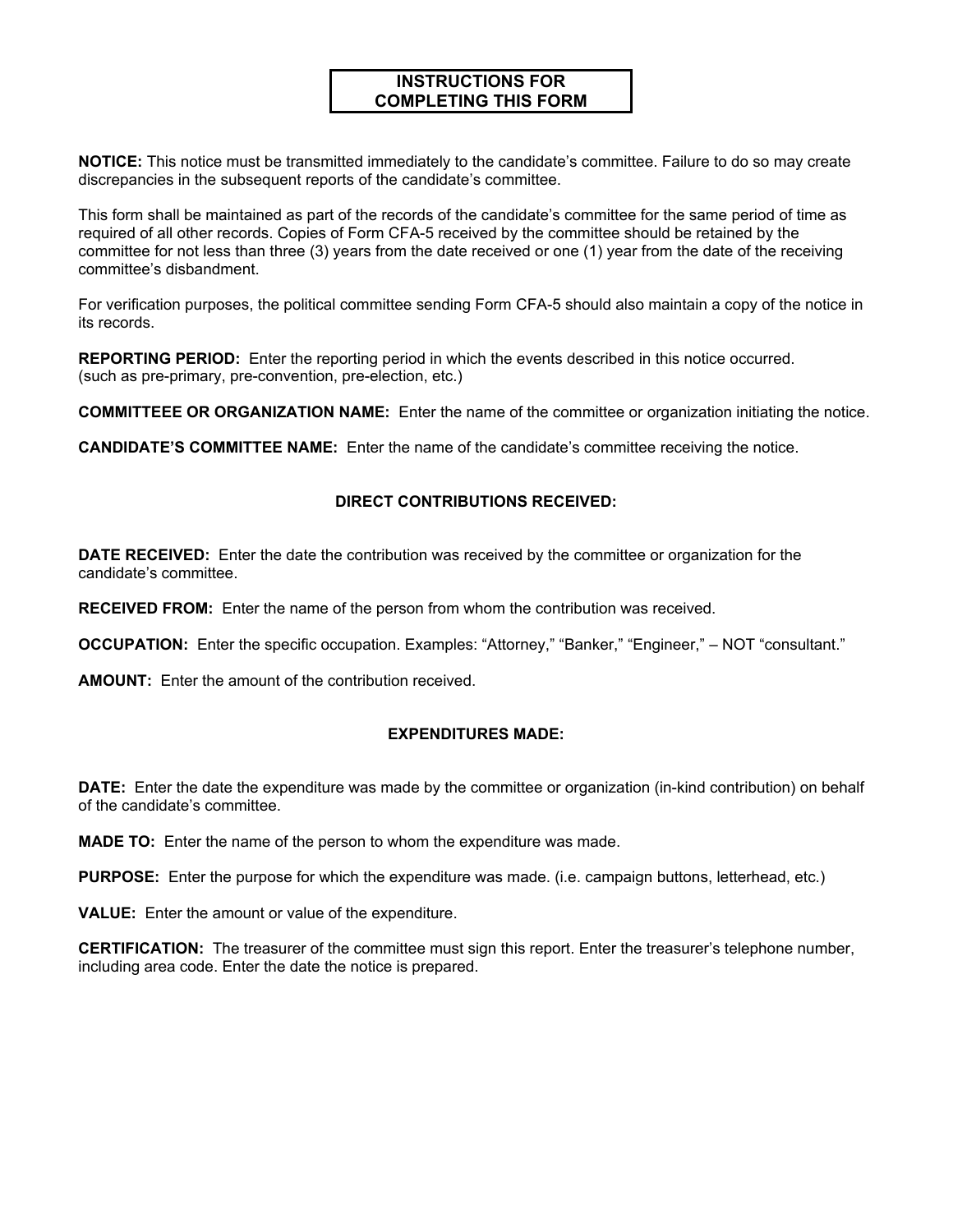# INSTRUCTIONS FOR COMPLETING THIS FORM

**NOTICE:** This notice must be transmitted immediately to the candidate's committee. Failure to do so may create discrepancies in the subsequent reports of the candidate's committee.

This form shall be maintained as part of the records of the candidate's committee for the same period of time as required of all other records. Copies of Form CFA-5 received by the committee should be retained by the committee for not less than three (3) years from the date received or one (1) year from the date of the receiving committee's disbandment.

For verification purposes, the political committee sending Form CFA-5 should also maintain a copy of the notice in its records.

**REPORTING PERIOD:** Enter the reporting period in which the events described in this notice occurred. (such as pre-primary, pre-convention, pre-election, etc.)

**COMMITTEEE OR ORGANIZATION NAME:** Enter the name of the committee or organization initiating the notice.

**CANDIDATE'S COMMITTEE NAME:** Enter the name of the candidate's committee receiving the notice.

## DIRECT CONTRIBUTIONS RECEIVED:

**DATE RECEIVED:** Enter the date the contribution was received by the committee or organization for the candidate's committee.

**RECEIVED FROM:** Enter the name of the person from whom the contribution was received.

**OCCUPATION:** Enter the specific occupation. Examples: "Attorney," "Banker," "Engineer," – NOT "consultant."

**AMOUNT:** Enter the amount of the contribution received.

## EXPENDITURES MADE:

**DATE:** Enter the date the expenditure was made by the committee or organization (in-kind contribution) on behalf of the candidate's committee.

**MADE TO:** Enter the name of the person to whom the expenditure was made.

**PURPOSE:** Enter the purpose for which the expenditure was made. (i.e. campaign buttons, letterhead, etc.)

**VALUE:** Enter the amount or value of the expenditure.

**CERTIFICATION:** The treasurer of the committee must sign this report. Enter the treasurer's telephone number, including area code. Enter the date the notice is prepared.